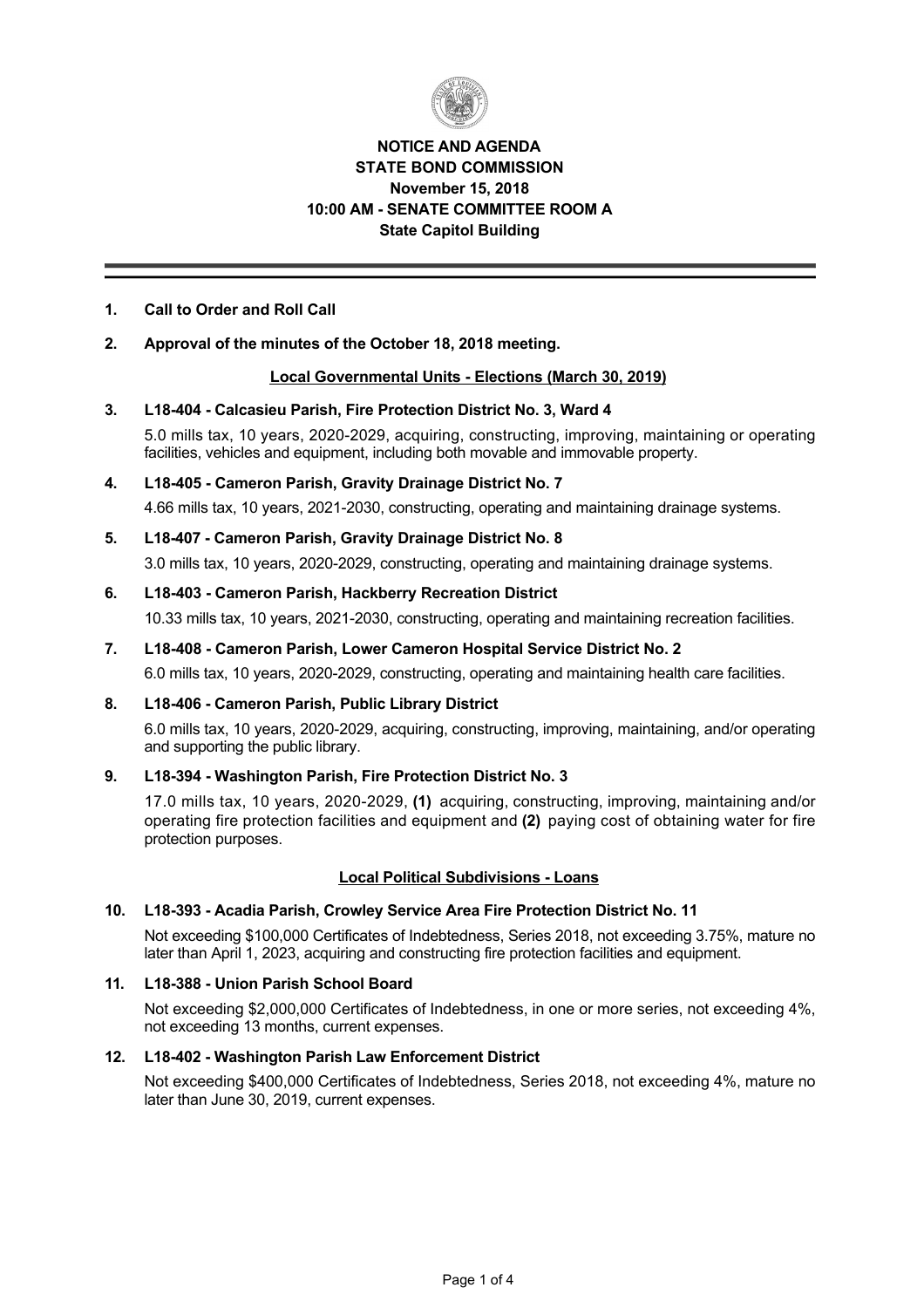**NOTICE AND AGENDA**
**STATE BOND COMMISSION**
**November 15, 2018**
**10:00 AM - SENATE COMMITTEE ROOM A**
**State Capitol Building**

---

**1. Call to Order and Roll Call**

**2. Approval of the minutes of the October 18, 2018 meeting.**

**Local Governmental Units - Elections (March 30, 2019)**

**3. L18-404 - Calcasieu Parish, Fire Protection District No. 3, Ward 4**

5.0 mills tax, 10 years, 2020-2029, acquiring, constructing, improving, maintaining or operating facilities, vehicles and equipment, including both movable and immovable property.

**4. L18-405 - Cameron Parish, Gravity Drainage District No. 7**

4.66 mills tax, 10 years, 2021-2030, constructing, operating and maintaining drainage systems.

**5. L18-407 - Cameron Parish, Gravity Drainage District No. 8**

3.0 mills tax, 10 years, 2020-2029, constructing, operating and maintaining drainage systems.

**6. L18-403 - Cameron Parish, Hackberry Recreation District**

10.33 mills tax, 10 years, 2021-2030, constructing, operating and maintaining recreation facilities.

**7. L18-408 - Cameron Parish, Lower Cameron Hospital Service District No. 2**

6.0 mills tax, 10 years, 2020-2029, constructing, operating and maintaining health care facilities.

**8. L18-406 - Cameron Parish, Public Library District**

6.0 mills tax, 10 years, 2020-2029, acquiring, constructing, improving, maintaining, and/or operating and supporting the public library.

**9. L18-394 - Washington Parish, Fire Protection District No. 3**

17.0 mills tax, 10 years, 2020-2029, **(1)** acquiring, constructing, improving, maintaining and/or operating fire protection facilities and equipment and **(2)** paying cost of obtaining water for fire protection purposes.

**Local Political Subdivisions - Loans**

**10. L18-393 - Acadia Parish, Crowley Service Area Fire Protection District No. 11**

Not exceeding $100,000 Certificates of Indebtedness, Series 2018, not exceeding 3.75%, mature no later than April 1, 2023, acquiring and constructing fire protection facilities and equipment.

**11. L18-388 - Union Parish School Board**

Not exceeding $2,000,000 Certificates of Indebtedness, in one or more series, not exceeding 4%, not exceeding 13 months, current expenses.

**12. L18-402 - Washington Parish Law Enforcement District**

Not exceeding $400,000 Certificates of Indebtedness, Series 2018, not exceeding 4%, mature no later than June 30, 2019, current expenses.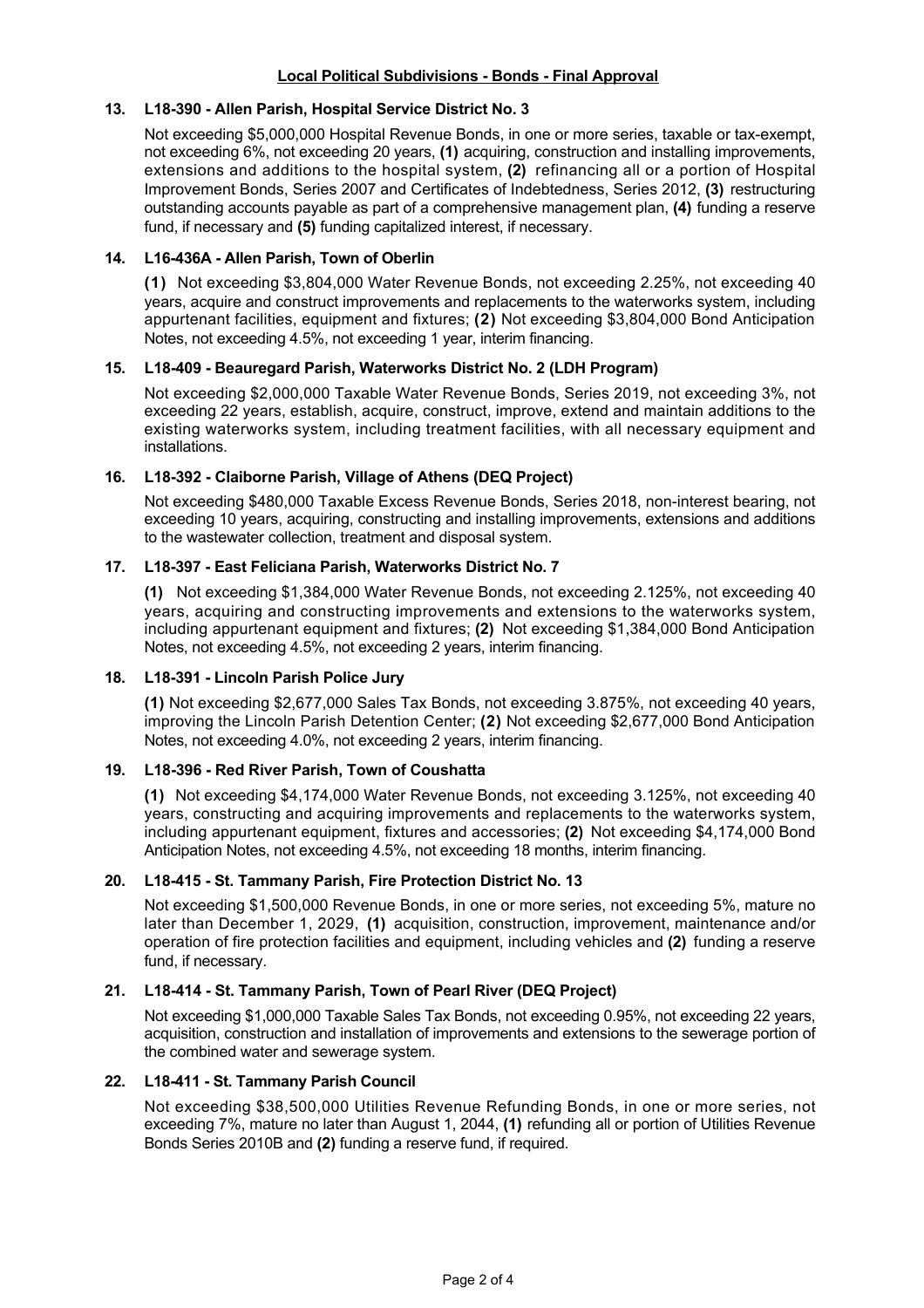## Local Political Subdivisions - Bonds - Final Approval

### 13. L18-390 - Allen Parish, Hospital Service District No. 3

Not exceeding $5,000,000 Hospital Revenue Bonds, in one or more series, taxable or tax-exempt, not exceeding 6%, not exceeding 20 years, **(1)** acquiring, construction and installing improvements, extensions and additions to the hospital system, **(2)** refinancing all or a portion of Hospital Improvement Bonds, Series 2007 and Certificates of Indebtedness, Series 2012, **(3)** restructuring outstanding accounts payable as part of a comprehensive management plan, **(4)** funding a reserve fund, if necessary and **(5)** funding capitalized interest, if necessary.

### 14. L16-436A - Allen Parish, Town of Oberlin

**(1)** Not exceeding $3,804,000 Water Revenue Bonds, not exceeding 2.25%, not exceeding 40 years, acquire and construct improvements and replacements to the waterworks system, including appurtenant facilities, equipment and fixtures; **(2)** Not exceeding $3,804,000 Bond Anticipation Notes, not exceeding 4.5%, not exceeding 1 year, interim financing.

### 15. L18-409 - Beauregard Parish, Waterworks District No. 2 (LDH Program)

Not exceeding $2,000,000 Taxable Water Revenue Bonds, Series 2019, not exceeding 3%, not exceeding 22 years, establish, acquire, construct, improve, extend and maintain additions to the existing waterworks system, including treatment facilities, with all necessary equipment and installations.

### 16. L18-392 - Claiborne Parish, Village of Athens (DEQ Project)

Not exceeding $480,000 Taxable Excess Revenue Bonds, Series 2018, non-interest bearing, not exceeding 10 years, acquiring, constructing and installing improvements, extensions and additions to the wastewater collection, treatment and disposal system.

### 17. L18-397 - East Feliciana Parish, Waterworks District No. 7

**(1)** Not exceeding $1,384,000 Water Revenue Bonds, not exceeding 2.125%, not exceeding 40 years, acquiring and constructing improvements and extensions to the waterworks system, including appurtenant equipment and fixtures; **(2)** Not exceeding $1,384,000 Bond Anticipation Notes, not exceeding 4.5%, not exceeding 2 years, interim financing.

### 18. L18-391 - Lincoln Parish Police Jury

**(1)** Not exceeding $2,677,000 Sales Tax Bonds, not exceeding 3.875%, not exceeding 40 years, improving the Lincoln Parish Detention Center; **(2)** Not exceeding $2,677,000 Bond Anticipation Notes, not exceeding 4.0%, not exceeding 2 years, interim financing.

### 19. L18-396 - Red River Parish, Town of Coushatta

**(1)** Not exceeding $4,174,000 Water Revenue Bonds, not exceeding 3.125%, not exceeding 40 years, constructing and acquiring improvements and replacements to the waterworks system, including appurtenant equipment, fixtures and accessories; **(2)** Not exceeding $4,174,000 Bond Anticipation Notes, not exceeding 4.5%, not exceeding 18 months, interim financing.

### 20. L18-415 - St. Tammany Parish, Fire Protection District No. 13

Not exceeding $1,500,000 Revenue Bonds, in one or more series, not exceeding 5%, mature no later than December 1, 2029, **(1)** acquisition, construction, improvement, maintenance and/or operation of fire protection facilities and equipment, including vehicles and **(2)** funding a reserve fund, if necessary.

### 21. L18-414 - St. Tammany Parish, Town of Pearl River (DEQ Project)

Not exceeding $1,000,000 Taxable Sales Tax Bonds, not exceeding 0.95%, not exceeding 22 years, acquisition, construction and installation of improvements and extensions to the sewerage portion of the combined water and sewerage system.

### 22. L18-411 - St. Tammany Parish Council

Not exceeding $38,500,000 Utilities Revenue Refunding Bonds, in one or more series, not exceeding 7%, mature no later than August 1, 2044, **(1)** refunding all or portion of Utilities Revenue Bonds Series 2010B and **(2)** funding a reserve fund, if required.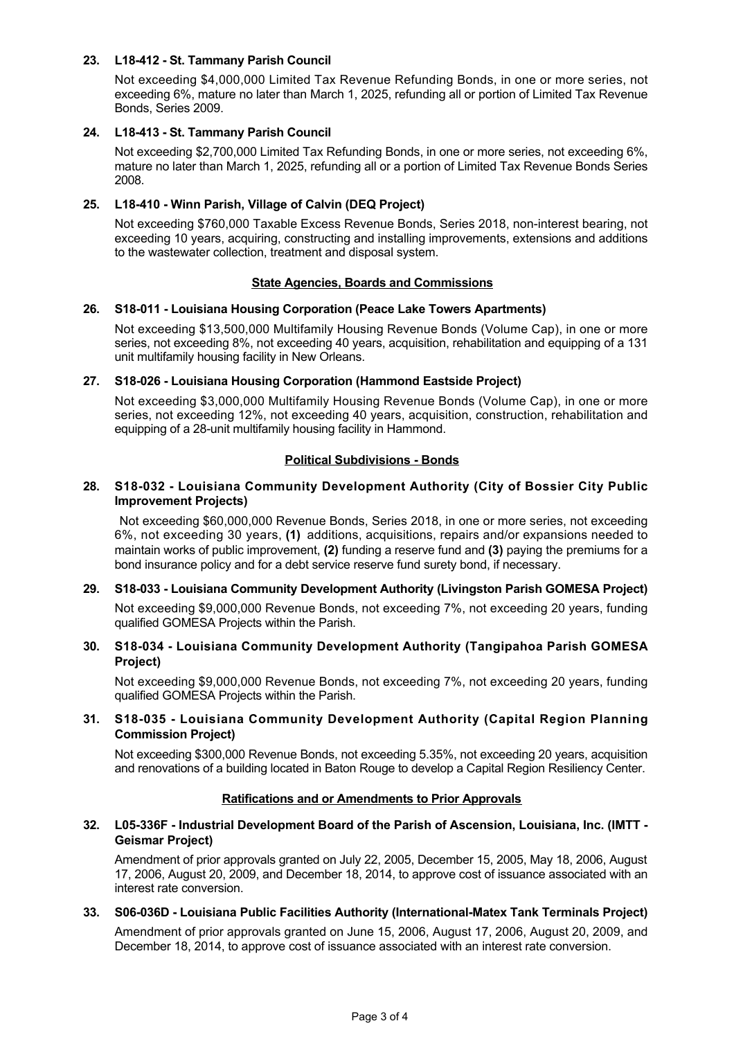**23. L18-412 - St. Tammany Parish Council**

Not exceeding $4,000,000 Limited Tax Revenue Refunding Bonds, in one or more series, not exceeding 6%, mature no later than March 1, 2025, refunding all or portion of Limited Tax Revenue Bonds, Series 2009.

**24. L18-413 - St. Tammany Parish Council**

Not exceeding $2,700,000 Limited Tax Refunding Bonds, in one or more series, not exceeding 6%, mature no later than March 1, 2025, refunding all or a portion of Limited Tax Revenue Bonds Series 2008.

**25. L18-410 - Winn Parish, Village of Calvin (DEQ Project)**

Not exceeding $760,000 Taxable Excess Revenue Bonds, Series 2018, non-interest bearing, not exceeding 10 years, acquiring, constructing and installing improvements, extensions and additions to the wastewater collection, treatment and disposal system.

## State Agencies, Boards and Commissions

**26. S18-011 - Louisiana Housing Corporation (Peace Lake Towers Apartments)**

Not exceeding $13,500,000 Multifamily Housing Revenue Bonds (Volume Cap), in one or more series, not exceeding 8%, not exceeding 40 years, acquisition, rehabilitation and equipping of a 131 unit multifamily housing facility in New Orleans.

**27. S18-026 - Louisiana Housing Corporation (Hammond Eastside Project)**

Not exceeding $3,000,000 Multifamily Housing Revenue Bonds (Volume Cap), in one or more series, not exceeding 12%, not exceeding 40 years, acquisition, construction, rehabilitation and equipping of a 28-unit multifamily housing facility in Hammond.

## Political Subdivisions - Bonds

**28. S18-032 - Louisiana Community Development Authority (City of Bossier City Public Improvement Projects)**

Not exceeding $60,000,000 Revenue Bonds, Series 2018, in one or more series, not exceeding 6%, not exceeding 30 years, **(1)** additions, acquisitions, repairs and/or expansions needed to maintain works of public improvement, **(2)** funding a reserve fund and **(3)** paying the premiums for a bond insurance policy and for a debt service reserve fund surety bond, if necessary.

**29. S18-033 - Louisiana Community Development Authority (Livingston Parish GOMESA Project)**

Not exceeding $9,000,000 Revenue Bonds, not exceeding 7%, not exceeding 20 years, funding qualified GOMESA Projects within the Parish.

**30. S18-034 - Louisiana Community Development Authority (Tangipahoa Parish GOMESA Project)**

Not exceeding $9,000,000 Revenue Bonds, not exceeding 7%, not exceeding 20 years, funding qualified GOMESA Projects within the Parish.

**31. S18-035 - Louisiana Community Development Authority (Capital Region Planning Commission Project)**

Not exceeding $300,000 Revenue Bonds, not exceeding 5.35%, not exceeding 20 years, acquisition and renovations of a building located in Baton Rouge to develop a Capital Region Resiliency Center.

## Ratifications and or Amendments to Prior Approvals

**32. L05-336F - Industrial Development Board of the Parish of Ascension, Louisiana, Inc. (IMTT - Geismar Project)**

Amendment of prior approvals granted on July 22, 2005, December 15, 2005, May 18, 2006, August 17, 2006, August 20, 2009, and December 18, 2014, to approve cost of issuance associated with an interest rate conversion.

**33. S06-036D - Louisiana Public Facilities Authority (International-Matex Tank Terminals Project)**

Amendment of prior approvals granted on June 15, 2006, August 17, 2006, August 20, 2009, and December 18, 2014, to approve cost of issuance associated with an interest rate conversion.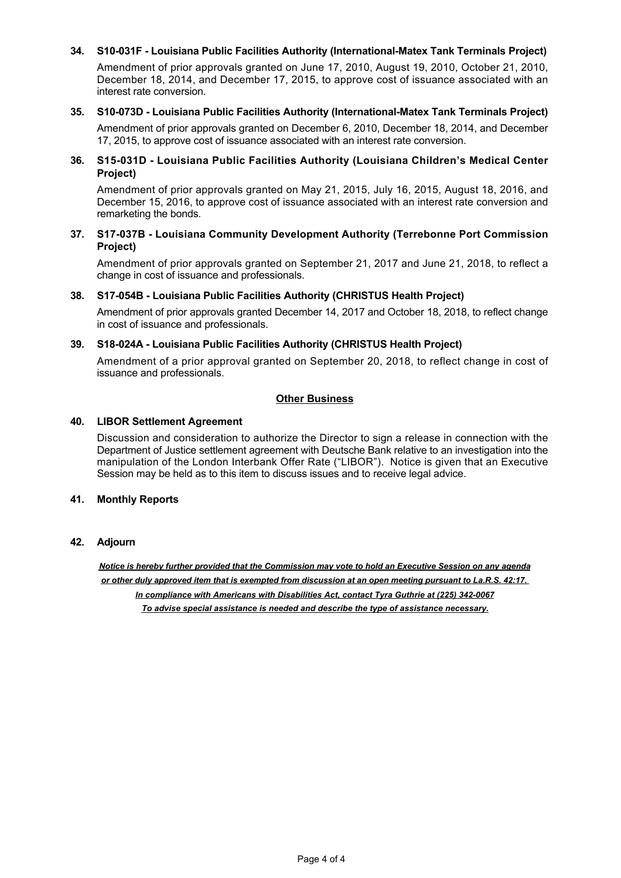**34. S10-031F - Louisiana Public Facilities Authority (International-Matex Tank Terminals Project)**

Amendment of prior approvals granted on June 17, 2010, August 19, 2010, October 21, 2010, December 18, 2014, and December 17, 2015, to approve cost of issuance associated with an interest rate conversion.

**35. S10-073D - Louisiana Public Facilities Authority (International-Matex Tank Terminals Project)**

Amendment of prior approvals granted on December 6, 2010, December 18, 2014, and December 17, 2015, to approve cost of issuance associated with an interest rate conversion.

**36. S15-031D - Louisiana Public Facilities Authority (Louisiana Children's Medical Center Project)**

Amendment of prior approvals granted on May 21, 2015, July 16, 2015, August 18, 2016, and December 15, 2016, to approve cost of issuance associated with an interest rate conversion and remarketing the bonds.

**37. S17-037B - Louisiana Community Development Authority (Terrebonne Port Commission Project)**

Amendment of prior approvals granted on September 21, 2017 and June 21, 2018, to reflect a change in cost of issuance and professionals.

**38. S17-054B - Louisiana Public Facilities Authority (CHRISTUS Health Project)**

Amendment of prior approvals granted December 14, 2017 and October 18, 2018, to reflect change in cost of issuance and professionals.

**39. S18-024A - Louisiana Public Facilities Authority (CHRISTUS Health Project)**

Amendment of a prior approval granted on September 20, 2018, to reflect change in cost of issuance and professionals.

## Other Business

**40. LIBOR Settlement Agreement**

Discussion and consideration to authorize the Director to sign a release in connection with the Department of Justice settlement agreement with Deutsche Bank relative to an investigation into the manipulation of the London Interbank Offer Rate ("LIBOR"). Notice is given that an Executive Session may be held as to this item to discuss issues and to receive legal advice.

**41. Monthly Reports**

**42. Adjourn**

***Notice is hereby further provided that the Commission may vote to hold an Executive Session on any agenda or other duly approved item that is exempted from discussion at an open meeting pursuant to La.R.S. 42:17.***

***In compliance with Americans with Disabilities Act, contact Tyra Guthrie at (225) 342-0067***

***To advise special assistance is needed and describe the type of assistance necessary.***